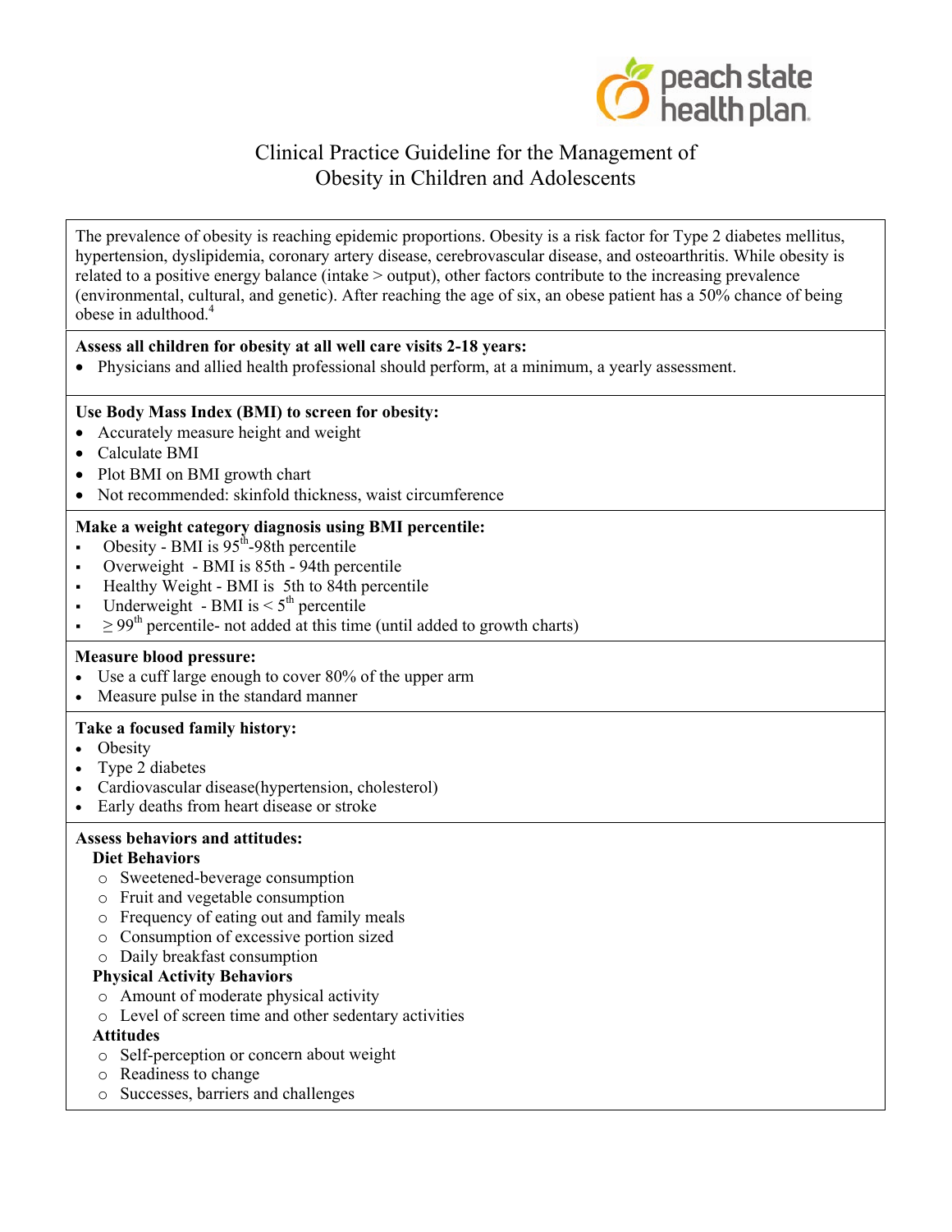# Clinical Practice Guideline for the Management of Obesity in Children and Adolescents

The prevalence of obesity is reaching epidemic proportions. Obesity is a risk factor for Type 2 diabetes mellitus, hypertension, dyslipidemia, coronary artery disease, cerebrovascular disease, and osteoarthritis. While obesity is related to a positive energy balance (intake > output), other factors contribute to the increasing prevalence (environmental, cultural, and genetic). After reaching the age of six, an obese patient has a 50% chance of being obese in adulthood.[4]

**Assess all children for obesity at all well care visits 2-18 years:**

- Physicians and allied health professional should perform, at a minimum, a yearly assessment.

**Use Body Mass Index (BMI) to screen for obesity:**

- Accurately measure height and weight
- Calculate BMI
- Plot BMI on BMI growth chart
- Not recommended: skinfold thickness, waist circumference

**Make a weight category diagnosis using BMI percentile:**

- Obesity - BMI is 95th-98th percentile
- Overweight - BMI is 85th - 94th percentile
- Healthy Weight - BMI is 5th to 84th percentile
- Underweight - BMI is < 5th percentile
- ≥ 99th percentile- not added at this time (until added to growth charts)

**Measure blood pressure:**

- Use a cuff large enough to cover 80% of the upper arm
- Measure pulse in the standard manner

**Take a focused family history:**

- Obesity
- Type 2 diabetes
- Cardiovascular disease(hypertension, cholesterol)
- Early deaths from heart disease or stroke

**Assess behaviors and attitudes:**

**Diet Behaviors**

- Sweetened-beverage consumption
- Fruit and vegetable consumption
- Frequency of eating out and family meals
- Consumption of excessive portion sized
- Daily breakfast consumption

**Physical Activity Behaviors**

- Amount of moderate physical activity
- Level of screen time and other sedentary activities

**Attitudes**

- Self-perception or concern about weight
- Readiness to change
- Successes, barriers and challenges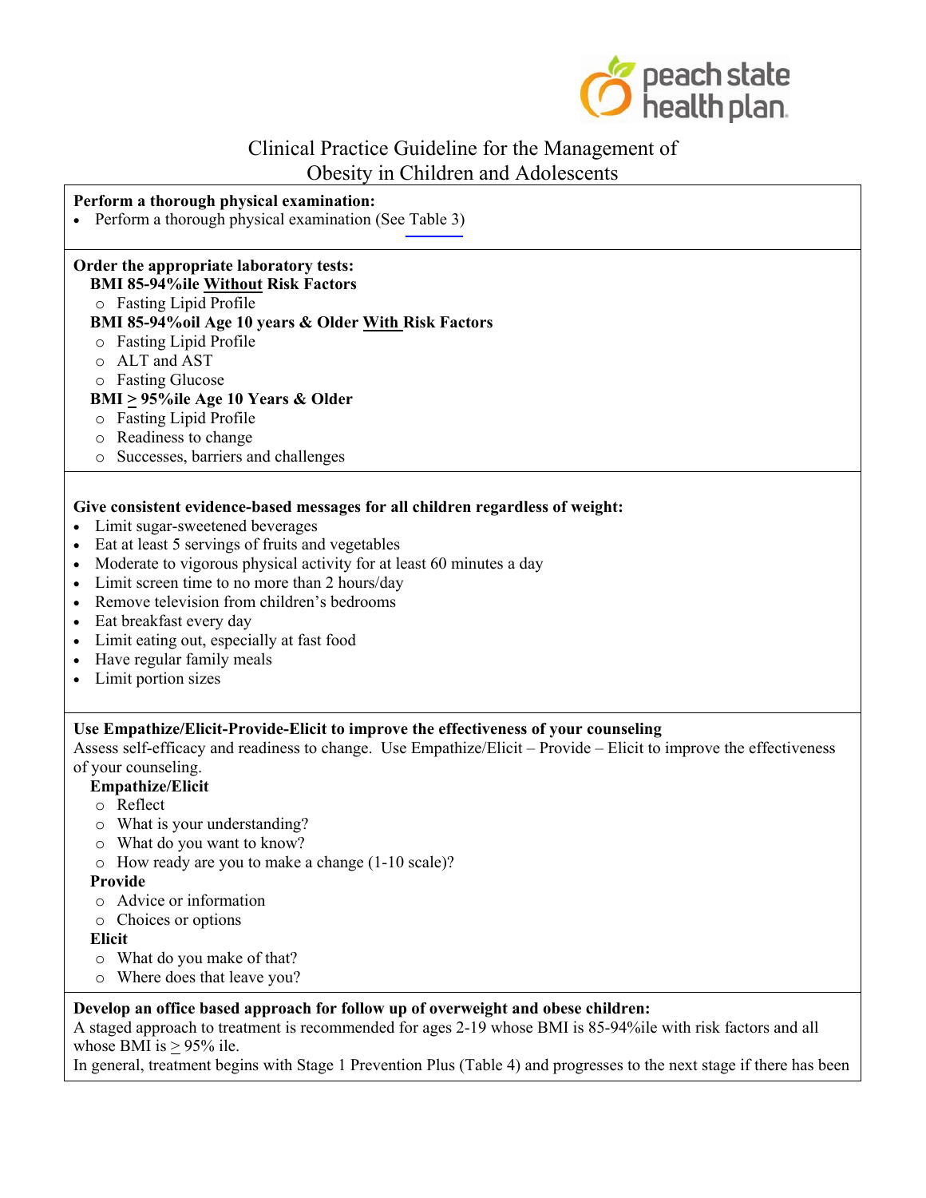# Clinical Practice Guideline for the Management of Obesity in Children and Adolescents

**Perform a thorough physical examination:**

- Perform a thorough physical examination (See Table 3)

**Order the appropriate laboratory tests:**

**BMI 85-94%ile Without Risk Factors**

- Fasting Lipid Profile

**BMI 85-94%oil Age 10 years & Older With Risk Factors**

- Fasting Lipid Profile
- ALT and AST
- Fasting Glucose

**BMI ≥ 95%ile Age 10 Years & Older**

- Fasting Lipid Profile
- Readiness to change
- Successes, barriers and challenges

**Give consistent evidence-based messages for all children regardless of weight:**

- Limit sugar-sweetened beverages
- Eat at least 5 servings of fruits and vegetables
- Moderate to vigorous physical activity for at least 60 minutes a day
- Limit screen time to no more than 2 hours/day
- Remove television from children's bedrooms
- Eat breakfast every day
- Limit eating out, especially at fast food
- Have regular family meals
- Limit portion sizes

**Use Empathize/Elicit-Provide-Elicit to improve the effectiveness of your counseling**

Assess self-efficacy and readiness to change. Use Empathize/Elicit – Provide – Elicit to improve the effectiveness of your counseling.

**Empathize/Elicit**

- Reflect
- What is your understanding?
- What do you want to know?
- How ready are you to make a change (1-10 scale)?

**Provide**

- Advice or information
- Choices or options

**Elicit**

- What do you make of that?
- Where does that leave you?

**Develop an office based approach for follow up of overweight and obese children:**

A staged approach to treatment is recommended for ages 2-19 whose BMI is 85-94%ile with risk factors and all whose BMI is ≥ 95% ile.

In general, treatment begins with Stage 1 Prevention Plus (Table 4) and progresses to the next stage if there has been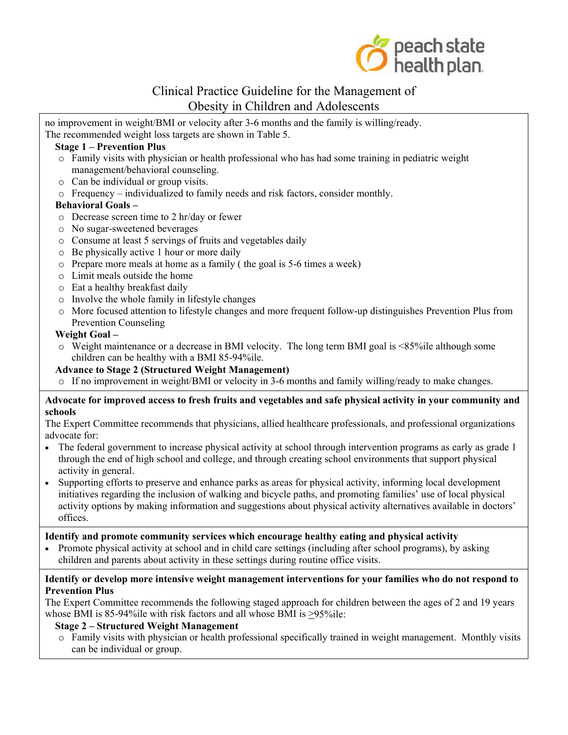no improvement in weight/BMI or velocity after 3-6 months and the family is willing/ready.
The recommended weight loss targets are shown in Table 5.

**Stage 1 – Prevention Plus**

- Family visits with physician or health professional who has had some training in pediatric weight management/behavioral counseling.
- Can be individual or group visits.
- Frequency – individualized to family needs and risk factors, consider monthly.

**Behavioral Goals –**

- Decrease screen time to 2 hr/day or fewer
- No sugar-sweetened beverages
- Consume at least 5 servings of fruits and vegetables daily
- Be physically active 1 hour or more daily
- Prepare more meals at home as a family ( the goal is 5-6 times a week)
- Limit meals outside the home
- Eat a healthy breakfast daily
- Involve the whole family in lifestyle changes
- More focused attention to lifestyle changes and more frequent follow-up distinguishes Prevention Plus from Prevention Counseling

**Weight Goal –**

- Weight maintenance or a decrease in BMI velocity. The long term BMI goal is <85%ile although some children can be healthy with a BMI 85-94%ile.

**Advance to Stage 2 (Structured Weight Management)**

- If no improvement in weight/BMI or velocity in 3-6 months and family willing/ready to make changes.

**Advocate for improved access to fresh fruits and vegetables and safe physical activity in your community and schools**

The Expert Committee recommends that physicians, allied healthcare professionals, and professional organizations advocate for:

- The federal government to increase physical activity at school through intervention programs as early as grade 1 through the end of high school and college, and through creating school environments that support physical activity in general.
- Supporting efforts to preserve and enhance parks as areas for physical activity, informing local development initiatives regarding the inclusion of walking and bicycle paths, and promoting families' use of local physical activity options by making information and suggestions about physical activity alternatives available in doctors' offices.

**Identify and promote community services which encourage healthy eating and physical activity**

- Promote physical activity at school and in child care settings (including after school programs), by asking children and parents about activity in these settings during routine office visits.

**Identify or develop more intensive weight management interventions for your families who do not respond to Prevention Plus**

The Expert Committee recommends the following staged approach for children between the ages of 2 and 19 years whose BMI is 85-94%ile with risk factors and all whose BMI is $\geq$95%ile:

**Stage 2 – Structured Weight Management**

- Family visits with physician or health professional specifically trained in weight management. Monthly visits can be individual or group.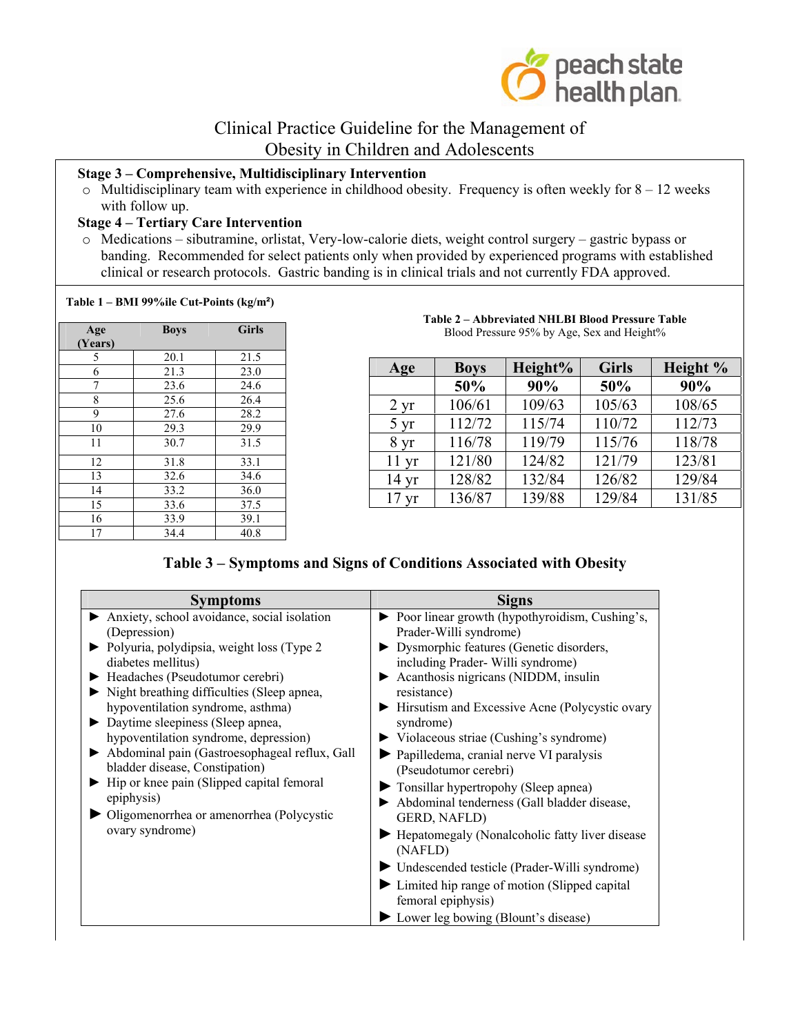**Stage 3 – Comprehensive, Multidisciplinary Intervention**

- Multidisciplinary team with experience in childhood obesity. Frequency is often weekly for 8 – 12 weeks with follow up.

**Stage 4 – Tertiary Care Intervention**

- Medications – sibutramine, orlistat, Very-low-calorie diets, weight control surgery – gastric bypass or banding. Recommended for select patients only when provided by experienced programs with established clinical or research protocols. Gastric banding is in clinical trials and not currently FDA approved.

**Table 1 – BMI 99%ile Cut-Points (kg/m²)**

| Age (Years) | Boys | Girls |
|---|---|---|
| 5 | 20.1 | 21.5 |
| 6 | 21.3 | 23.0 |
| 7 | 23.6 | 24.6 |
| 8 | 25.6 | 26.4 |
| 9 | 27.6 | 28.2 |
| 10 | 29.3 | 29.9 |
| 11 | 30.7 | 31.5 |
| 12 | 31.8 | 33.1 |
| 13 | 32.6 | 34.6 |
| 14 | 33.2 | 36.0 |
| 15 | 33.6 | 37.5 |
| 16 | 33.9 | 39.1 |
| 17 | 34.4 | 40.8 |

**Table 2 – Abbreviated NHLBI Blood Pressure Table**
Blood Pressure 95% by Age, Sex and Height%

| Age | Boys | Height% | Girls | Height % |
|---|---|---|---|---|
| | 50% | 90% | 50% | 90% |
| 2 yr | 106/61 | 109/63 | 105/63 | 108/65 |
| 5 yr | 112/72 | 115/74 | 110/72 | 112/73 |
| 8 yr | 116/78 | 119/79 | 115/76 | 118/78 |
| 11 yr | 121/80 | 124/82 | 121/79 | 123/81 |
| 14 yr | 128/82 | 132/84 | 126/82 | 129/84 |
| 17 yr | 136/87 | 139/88 | 129/84 | 131/85 |

**Table 3 – Symptoms and Signs of Conditions Associated with Obesity**

| Symptoms | Signs |
|---|---|
| ► Anxiety, school avoidance, social isolation (Depression)<br>► Polyuria, polydipsia, weight loss (Type 2 diabetes mellitus)<br>► Headaches (Pseudotumor cerebri)<br>► Night breathing difficulties (Sleep apnea, hypoventilation syndrome, asthma)<br>► Daytime sleepiness (Sleep apnea, hypoventilation syndrome, depression)<br>► Abdominal pain (Gastroesophageal reflux, Gall bladder disease, Constipation)<br>► Hip or knee pain (Slipped capital femoral epiphysis)<br>► Oligomenorrhea or amenorrhea (Polycystic ovary syndrome) | ► Poor linear growth (hypothyroidism, Cushing's, Prader-Willi syndrome)<br>► Dysmorphic features (Genetic disorders, including Prader- Willi syndrome)<br>► Acanthosis nigricans (NIDDM, insulin resistance)<br>► Hirsutism and Excessive Acne (Polycystic ovary syndrome)<br>► Violaceous striae (Cushing's syndrome)<br>► Papilledema, cranial nerve VI paralysis (Pseudotumor cerebri)<br>► Tonsillar hypertropohy (Sleep apnea)<br>► Abdominal tenderness (Gall bladder disease, GERD, NAFLD)<br>► Hepatomegaly (Nonalcoholic fatty liver disease (NAFLD)<br>► Undescended testicle (Prader-Willi syndrome)<br>► Limited hip range of motion (Slipped capital femoral epiphysis)<br>► Lower leg bowing (Blount's disease) |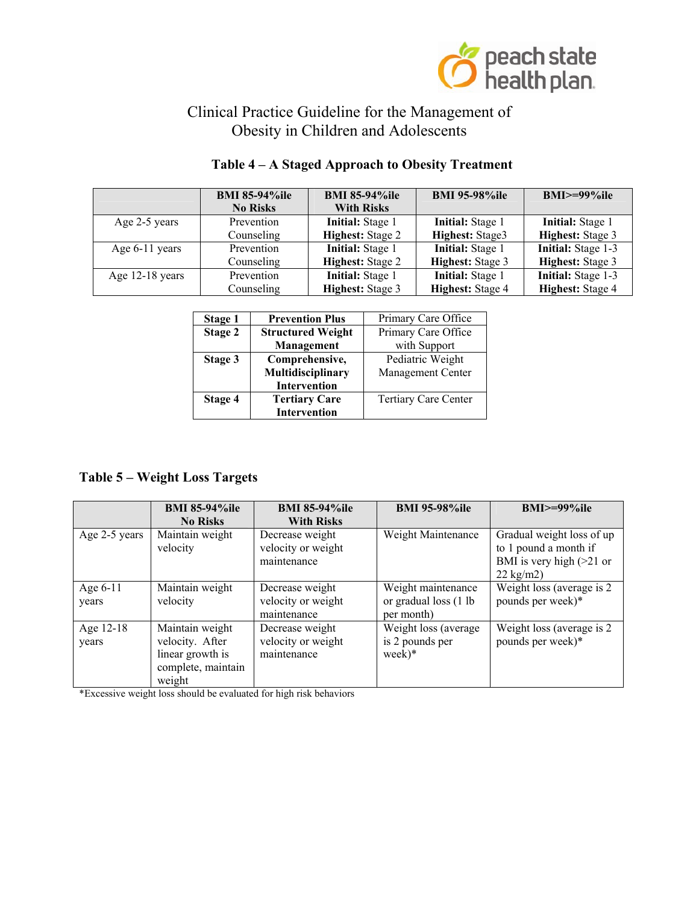# Clinical Practice Guideline for the Management of Obesity in Children and Adolescents

## Table 4 – A Staged Approach to Obesity Treatment

| | BMI 85-94%ile No Risks | BMI 85-94%ile With Risks | BMI 95-98%ile | BMI>=99%ile |
|---|---|---|---|---|
| Age 2-5 years | Prevention Counseling | **Initial:** Stage 1 **Highest:** Stage 2 | **Initial:** Stage 1 **Highest:** Stage3 | **Initial:** Stage 1 **Highest:** Stage 3 |
| Age 6-11 years | Prevention Counseling | **Initial:** Stage 1 **Highest:** Stage 2 | **Initial:** Stage 1 **Highest:** Stage 3 | **Initial:** Stage 1-3 **Highest:** Stage 3 |
| Age 12-18 years | Prevention Counseling | **Initial:** Stage 1 **Highest:** Stage 3 | **Initial:** Stage 1 **Highest:** Stage 4 | **Initial:** Stage 1-3 **Highest:** Stage 4 |

| | | |
|---|---|---|
| **Stage 1** | **Prevention Plus** | Primary Care Office |
| **Stage 2** | **Structured Weight Management** | Primary Care Office with Support |
| **Stage 3** | **Comprehensive, Multidisciplinary Intervention** | Pediatric Weight Management Center |
| **Stage 4** | **Tertiary Care Intervention** | Tertiary Care Center |

## Table 5 – Weight Loss Targets

| | BMI 85-94%ile No Risks | BMI 85-94%ile With Risks | BMI 95-98%ile | BMI>=99%ile |
|---|---|---|---|---|
| Age 2-5 years | Maintain weight velocity | Decrease weight velocity or weight maintenance | Weight Maintenance | Gradual weight loss of up to 1 pound a month if BMI is very high (>21 or 22 kg/m2) |
| Age 6-11 years | Maintain weight velocity | Decrease weight velocity or weight maintenance | Weight maintenance or gradual loss (1 lb per month) | Weight loss (average is 2 pounds per week)* |
| Age 12-18 years | Maintain weight velocity. After linear growth is complete, maintain weight | Decrease weight velocity or weight maintenance | Weight loss (average is 2 pounds per week)* | Weight loss (average is 2 pounds per week)* |

*Excessive weight loss should be evaluated for high risk behaviors